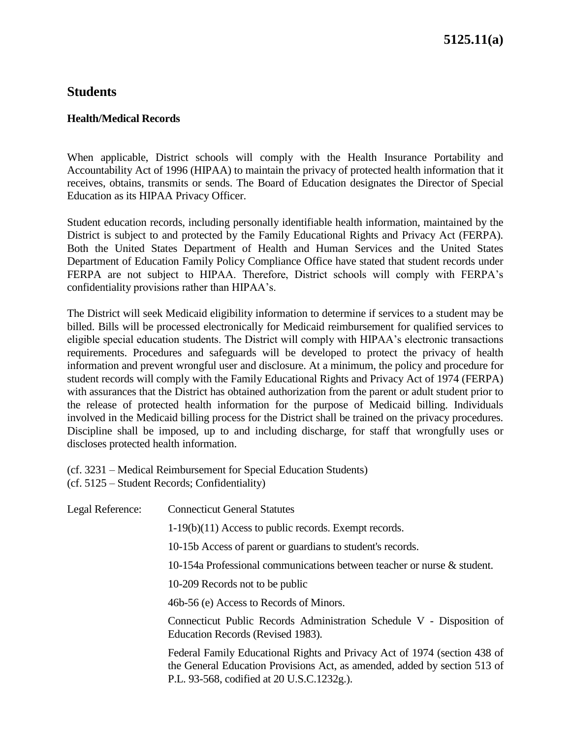# 5125.11(a)

## Students

### Health/Medical Records

When applicable, District schools will comply with the Health Insurance Portability and Accountability Act of 1996 (HIPAA) to maintain the privacy of protected health information that it receives, obtains, transmits or sends. The Board of Education designates the Director of Special Education as its HIPAA Privacy Officer.

Student education records, including personally identifiable health information, maintained by the District is subject to and protected by the Family Educational Rights and Privacy Act (FERPA). Both the United States Department of Health and Human Services and the United States Department of Education Family Policy Compliance Office have stated that student records under FERPA are not subject to HIPAA. Therefore, District schools will comply with FERPA's confidentiality provisions rather than HIPAA's.

The District will seek Medicaid eligibility information to determine if services to a student may be billed. Bills will be processed electronically for Medicaid reimbursement for qualified services to eligible special education students. The District will comply with HIPAA's electronic transactions requirements. Procedures and safeguards will be developed to protect the privacy of health information and prevent wrongful user and disclosure. At a minimum, the policy and procedure for student records will comply with the Family Educational Rights and Privacy Act of 1974 (FERPA) with assurances that the District has obtained authorization from the parent or adult student prior to the release of protected health information for the purpose of Medicaid billing. Individuals involved in the Medicaid billing process for the District shall be trained on the privacy procedures. Discipline shall be imposed, up to and including discharge, for staff that wrongfully uses or discloses protected health information.

(cf. 3231 – Medical Reimbursement for Special Education Students)
(cf. 5125 – Student Records; Confidentiality)

Legal Reference: Connecticut General Statutes

1-19(b)(11) Access to public records. Exempt records.

10-15b Access of parent or guardians to student's records.

10-154a Professional communications between teacher or nurse & student.

10-209 Records not to be public

46b-56 (e) Access to Records of Minors.

Connecticut Public Records Administration Schedule V - Disposition of Education Records (Revised 1983).

Federal Family Educational Rights and Privacy Act of 1974 (section 438 of the General Education Provisions Act, as amended, added by section 513 of P.L. 93-568, codified at 20 U.S.C.1232g.).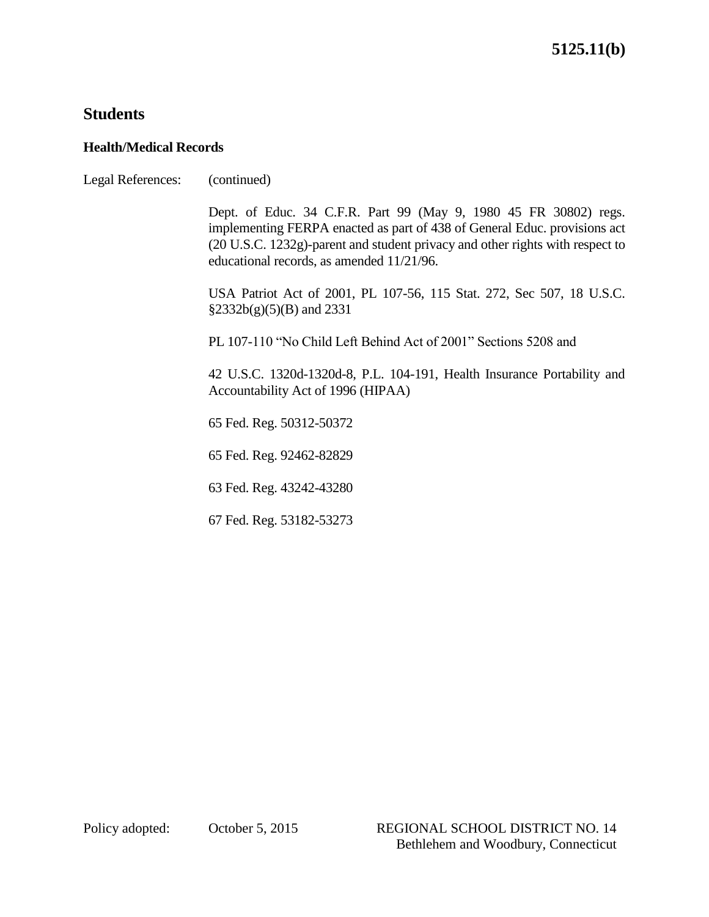## Students

### Health/Medical Records

Legal References: (continued)

Dept. of Educ. 34 C.F.R. Part 99 (May 9, 1980 45 FR 30802) regs. implementing FERPA enacted as part of 438 of General Educ. provisions act (20 U.S.C. 1232g)-parent and student privacy and other rights with respect to educational records, as amended 11/21/96.

USA Patriot Act of 2001, PL 107-56, 115 Stat. 272, Sec 507, 18 U.S.C. §2332b(g)(5)(B) and 2331

PL 107-110 "No Child Left Behind Act of 2001" Sections 5208 and

42 U.S.C. 1320d-1320d-8, P.L. 104-191, Health Insurance Portability and Accountability Act of 1996 (HIPAA)

65 Fed. Reg. 50312-50372

65 Fed. Reg. 92462-82829

63 Fed. Reg. 43242-43280

67 Fed. Reg. 53182-53273

Policy adopted: October 5, 2015

REGIONAL SCHOOL DISTRICT NO. 14
Bethlehem and Woodbury, Connecticut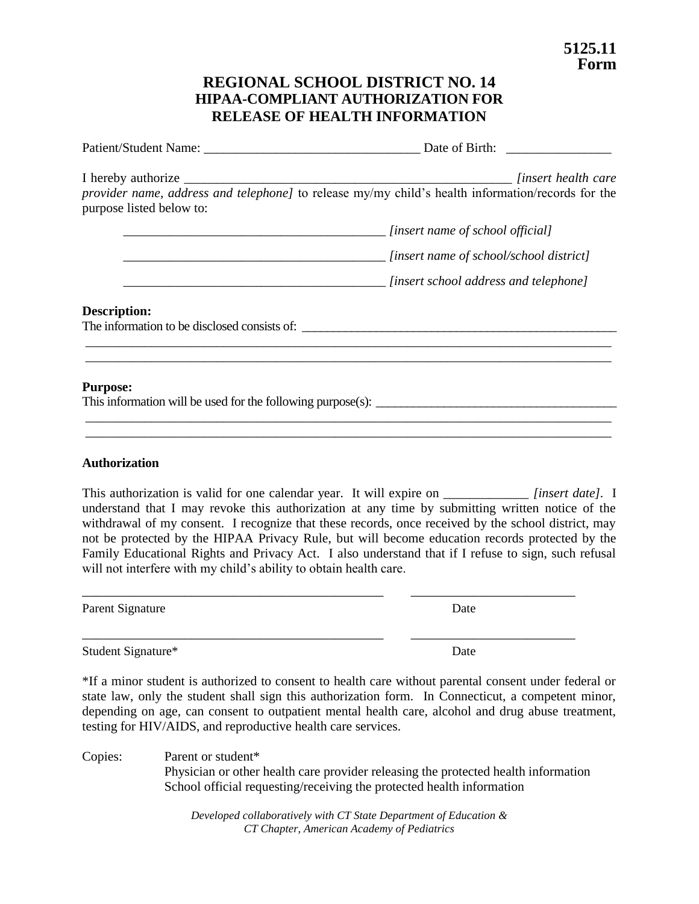**5125.11**
**Form**

# REGIONAL SCHOOL DISTRICT NO. 14
## HIPAA-COMPLIANT AUTHORIZATION FOR RELEASE OF HEALTH INFORMATION

Patient/Student Name: ________________________________ Date of Birth: ________________

I hereby authorize __________________________________________________ *[insert health care provider name, address and telephone]* to release my/my child's health information/records for the purpose listed below to:

________________________________________ *[insert name of school official]*

________________________________________ *[insert name of school/school district]*

________________________________________ *[insert school address and telephone]*

**Description:**
The information to be disclosed consists of: ________________________________________________
________________________________________________________________________________
________________________________________________________________________________

**Purpose:**
This information will be used for the following purpose(s): ____________________________________
________________________________________________________________________________
________________________________________________________________________________

**Authorization**

This authorization is valid for one calendar year. It will expire on _____________ *[insert date]*. I understand that I may revoke this authorization at any time by submitting written notice of the withdrawal of my consent. I recognize that these records, once received by the school district, may not be protected by the HIPAA Privacy Rule, but will become education records protected by the Family Educational Rights and Privacy Act. I also understand that if I refuse to sign, such refusal will not interfere with my child's ability to obtain health care.

_______________________________________________ _________________________

Parent Signature Date

_______________________________________________ _________________________

Student Signature* Date

*If a minor student is authorized to consent to health care without parental consent under federal or state law, only the student shall sign this authorization form. In Connecticut, a competent minor, depending on age, can consent to outpatient mental health care, alcohol and drug abuse treatment, testing for HIV/AIDS, and reproductive health care services.

Copies: Parent or student*
Physician or other health care provider releasing the protected health information
School official requesting/receiving the protected health information

*Developed collaboratively with CT State Department of Education & CT Chapter, American Academy of Pediatrics*